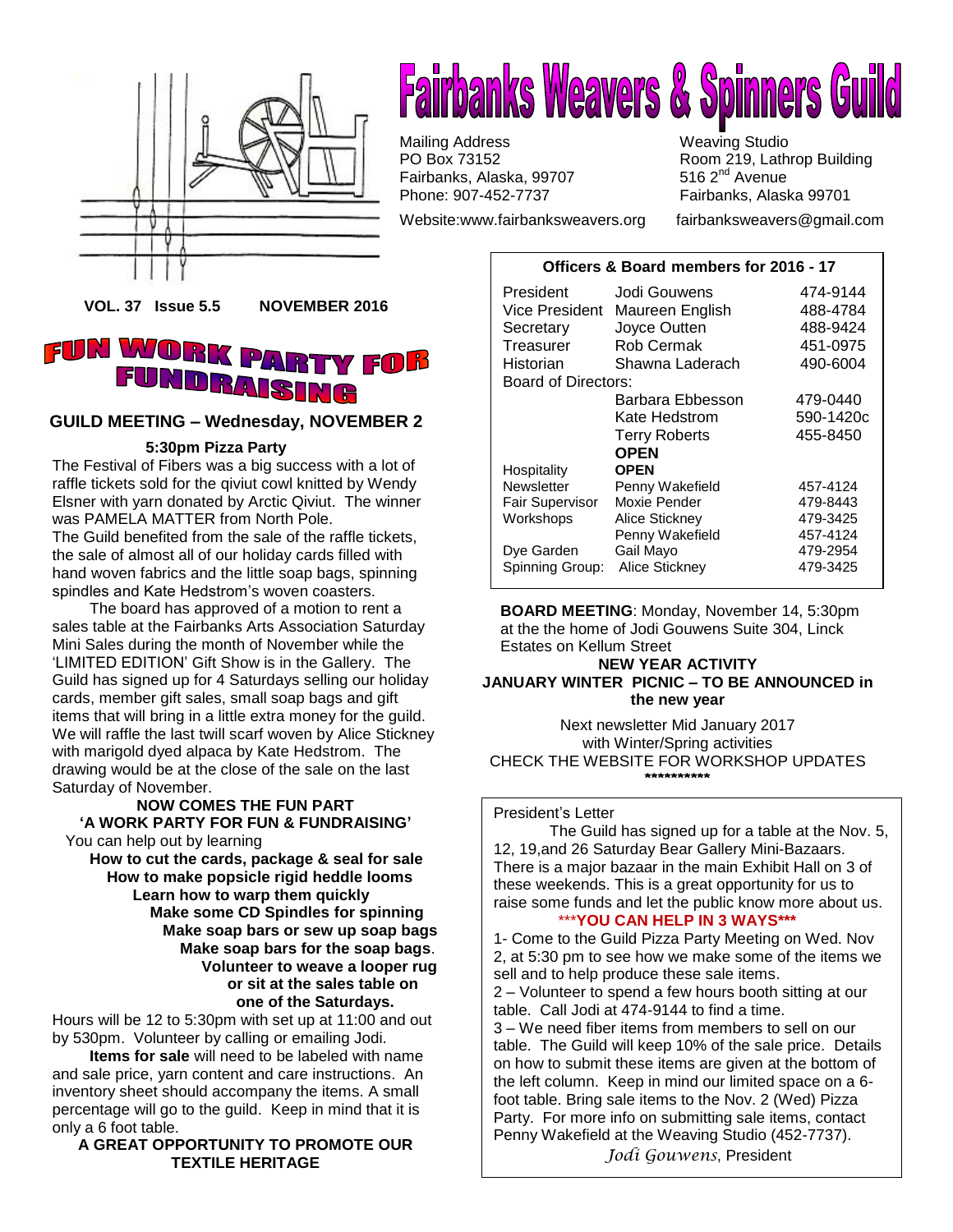# Fairbanks Weavers & Spinners Guild

Mailing Address
PO Box 73152
Fairbanks, Alaska, 99707
Phone: 907-452-7737

Weaving Studio
Room 219, Lathrop Building
516 2nd Avenue
Fairbanks, Alaska 99701

Website:www.fairbanksweavers.org fairbanksweavers@gmail.com

**VOL. 37 Issue 5.5 NOVEMBER 2016**

## FUN WORK PARTY FOR FUNDRAISING

### GUILD MEETING – Wednesday, NOVEMBER 2

**5:30pm Pizza Party**

The Festival of Fibers was a big success with a lot of raffle tickets sold for the qiviut cowl knitted by Wendy Elsner with yarn donated by Arctic Qiviut. The winner was PAMELA MATTER from North Pole.

The Guild benefited from the sale of the raffle tickets, the sale of almost all of our holiday cards filled with hand woven fabrics and the little soap bags, spinning spindles and Kate Hedstrom's woven coasters.

The board has approved of a motion to rent a sales table at the Fairbanks Arts Association Saturday Mini Sales during the month of November while the 'LIMITED EDITION' Gift Show is in the Gallery. The Guild has signed up for 4 Saturdays selling our holiday cards, member gift sales, small soap bags and gift items that will bring in a little extra money for the guild. We will raffle the last twill scarf woven by Alice Stickney with marigold dyed alpaca by Kate Hedstrom. The drawing would be at the close of the sale on the last Saturday of November.

**NOW COMES THE FUN PART**
**'A WORK PARTY FOR FUN & FUNDRAISING'**

You can help out by learning

**How to cut the cards, package & seal for sale**
**How to make popsicle rigid heddle looms**
**Learn how to warp them quickly**
**Make some CD Spindles for spinning**
**Make soap bars or sew up soap bags**
**Make soap bars for the soap bags**.
**Volunteer to weave a looper rug or sit at the sales table on one of the Saturdays.**

Hours will be 12 to 5:30pm with set up at 11:00 and out by 530pm. Volunteer by calling or emailing Jodi.

**Items for sale** will need to be labeled with name and sale price, yarn content and care instructions. An inventory sheet should accompany the items. A small percentage will go to the guild. Keep in mind that it is only a 6 foot table.

**A GREAT OPPORTUNITY TO PROMOTE OUR TEXTILE HERITAGE**

**Officers & Board members for 2016 - 17**

| | | |
|---|---|---|
| President | Jodi Gouwens | 474-9144 |
| Vice President | Maureen English | 488-4784 |
| Secretary | Joyce Outten | 488-9424 |
| Treasurer | Rob Cermak | 451-0975 |
| Historian | Shawna Laderach | 490-6004 |
| Board of Directors: | | |
| | Barbara Ebbesson | 479-0440 |
| | Kate Hedstrom | 590-1420c |
| | Terry Roberts | 455-8450 |
| | **OPEN** | |
| Hospitality | **OPEN** | |
| Newsletter | Penny Wakefield | 457-4124 |
| Fair Supervisor | Moxie Pender | 479-8443 |
| Workshops | Alice Stickney | 479-3425 |
| | Penny Wakefield | 457-4124 |
| Dye Garden | Gail Mayo | 479-2954 |
| Spinning Group: | Alice Stickney | 479-3425 |

**BOARD MEETING**: Monday, November 14, 5:30pm at the the home of Jodi Gouwens Suite 304, Linck Estates on Kellum Street

**NEW YEAR ACTIVITY**
**JANUARY WINTER PICNIC – TO BE ANNOUNCED in the new year**

Next newsletter Mid January 2017
with Winter/Spring activities
CHECK THE WEBSITE FOR WORKSHOP UPDATES
**\*\*\*\*\*\*\*\*\*\***

President's Letter

The Guild has signed up for a table at the Nov. 5, 12, 19,and 26 Saturday Bear Gallery Mini-Bazaars. There is a major bazaar in the main Exhibit Hall on 3 of these weekends. This is a great opportunity for us to raise some funds and let the public know more about us.

***\*\*\*YOU CAN HELP IN 3 WAYS\*\*\****

1- Come to the Guild Pizza Party Meeting on Wed. Nov 2, at 5:30 pm to see how we make some of the items we sell and to help produce these sale items.
2 – Volunteer to spend a few hours booth sitting at our table. Call Jodi at 474-9144 to find a time.
3 – We need fiber items from members to sell on our table. The Guild will keep 10% of the sale price. Details on how to submit these items are given at the bottom of the left column. Keep in mind our limited space on a 6-foot table. Bring sale items to the Nov. 2 (Wed) Pizza Party. For more info on submitting sale items, contact Penny Wakefield at the Weaving Studio (452-7737).

*Jodi Gouwens*, President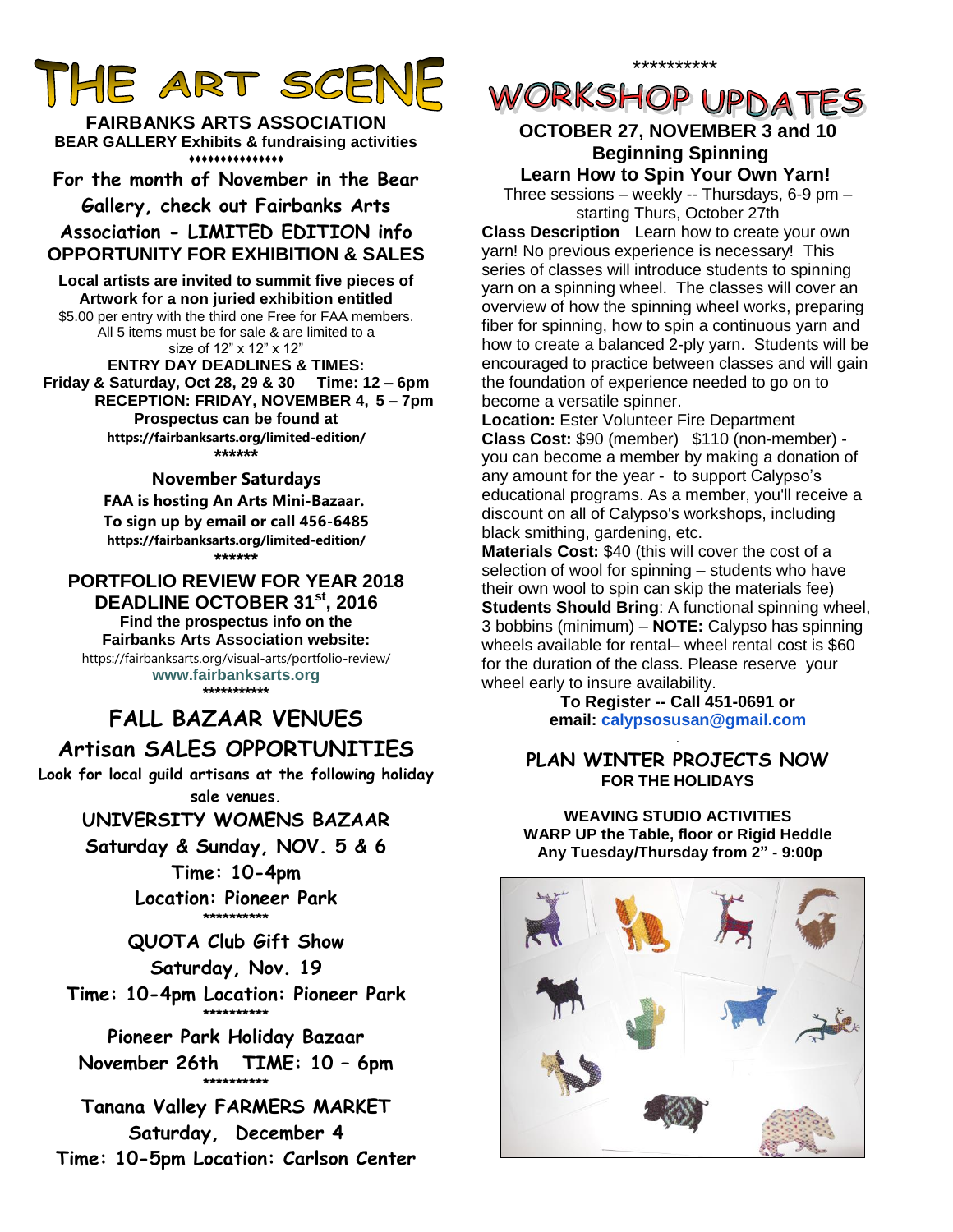# THE ART SCENE

**FAIRBANKS ARTS ASSOCIATION**
**BEAR GALLERY Exhibits & fundraising activities**
♦♦♦♦♦♦♦♦♦♦♦♦♦♦♦

**For the month of November in the Bear Gallery, check out Fairbanks Arts Association - LIMITED EDITION info**
**OPPORTUNITY FOR EXHIBITION & SALES**

**Local artists are invited to summit five pieces of Artwork for a non juried exhibition entitled**
$5.00 per entry with the third one Free for FAA members.
All 5 items must be for sale & are limited to a size of 12" x 12" x 12"
**ENTRY DAY DEADLINES & TIMES:**
**Friday & Saturday, Oct 28, 29 & 30 Time: 12 – 6pm**
**RECEPTION: FRIDAY, NOVEMBER 4, 5 – 7pm**
**Prospectus can be found at**
**https://fairbanksarts.org/limited-edition/**
******

**November Saturdays**
**FAA is hosting An Arts Mini-Bazaar.**
**To sign up by email or call 456-6485**
**https://fairbanksarts.org/limited-edition/**
******

**PORTFOLIO REVIEW FOR YEAR 2018**
**DEADLINE OCTOBER 31st, 2016**
**Find the prospectus info on the Fairbanks Arts Association website:**
https://fairbanksarts.org/visual-arts/portfolio-review/
**www.fairbanksarts.org**
***********

## FALL BAZAAR VENUES
## Artisan SALES OPPORTUNITIES

**Look for local guild artisans at the following holiday sale venues.**

**UNIVERSITY WOMENS BAZAAR**
**Saturday & Sunday, NOV. 5 & 6**
**Time: 10-4pm**
**Location: Pioneer Park**
**********

**QUOTA Club Gift Show**
**Saturday, Nov. 19**
**Time: 10-4pm Location: Pioneer Park**
**********

**Pioneer Park Holiday Bazaar**
**November 26th TIME: 10 – 6pm**
**********

**Tanana Valley FARMERS MARKET**
**Saturday, December 4**
**Time: 10-5pm Location: Carlson Center**

**********

# WORKSHOP UPDATES

**OCTOBER 27, NOVEMBER 3 and 10**
**Beginning Spinning**
**Learn How to Spin Your Own Yarn!**
Three sessions – weekly -- Thursdays, 6-9 pm – starting Thurs, October 27th

**Class Description** Learn how to create your own yarn! No previous experience is necessary! This series of classes will introduce students to spinning yarn on a spinning wheel. The classes will cover an overview of how the spinning wheel works, preparing fiber for spinning, how to spin a continuous yarn and how to create a balanced 2-ply yarn. Students will be encouraged to practice between classes and will gain the foundation of experience needed to go on to become a versatile spinner.

**Location:** Ester Volunteer Fire Department

**Class Cost:** $90 (member) $110 (non-member) - you can become a member by making a donation of any amount for the year - to support Calypso's educational programs. As a member, you'll receive a discount on all of Calypso's workshops, including black smithing, gardening, etc.

**Materials Cost:** $40 (this will cover the cost of a selection of wool for spinning – students who have their own wool to spin can skip the materials fee)

**Students Should Bring**: A functional spinning wheel, 3 bobbins (minimum) – **NOTE:** Calypso has spinning wheels available for rental– wheel rental cost is $60 for the duration of the class. Please reserve your wheel early to insure availability.

**To Register -- Call 451-0691 or email: calypsosusan@gmail.com**

**PLAN WINTER PROJECTS NOW**
**FOR THE HOLIDAYS**

**WEAVING STUDIO ACTIVITIES**
**WARP UP the Table, floor or Rigid Heddle**
**Any Tuesday/Thursday from 2" - 9:00p**